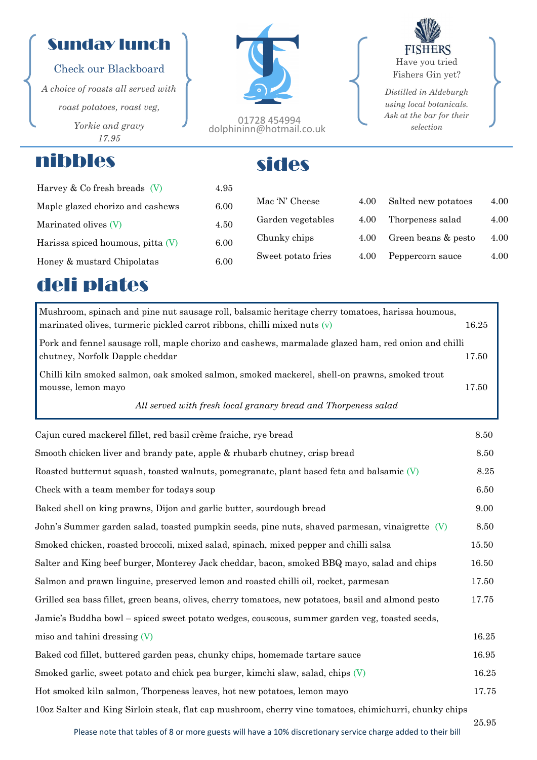## Sunday lunch

Check our Blackboard

*A choice of roasts all served with roast potatoes, roast veg, Yorkie and gravy*

*17.95*

01728 454994
dolphininn@hotmail.co.uk

FISHERS

Have you tried Fishers Gin yet?

*Distilled in Aldeburgh using local botanicals. Ask at the bar for their selection*

# nibbles

| | |
|---|---|
| Harvey & Co fresh breads (V) | 4.95 |
| Maple glazed chorizo and cashews | 6.00 |
| Marinated olives (V) | 4.50 |
| Harissa spiced houmous, pitta (V) | 6.00 |
| Honey & mustard Chipolatas | 6.00 |

# sides

| | | | |
|---|---|---|---|
| Mac 'N' Cheese | 4.00 | Salted new potatoes | 4.00 |
| Garden vegetables | 4.00 | Thorpeness salad | 4.00 |
| Chunky chips | 4.00 | Green beans & pesto | 4.00 |
| Sweet potato fries | 4.00 | Peppercorn sauce | 4.00 |

# deli plates

| | |
|---|---|
| Mushroom, spinach and pine nut sausage roll, balsamic heritage cherry tomatoes, harissa houmous, marinated olives, turmeric pickled carrot ribbons, chilli mixed nuts (v) | 16.25 |
| Pork and fennel sausage roll, maple chorizo and cashews, marmalade glazed ham, red onion and chilli chutney, Norfolk Dapple cheddar | 17.50 |
| Chilli kiln smoked salmon, oak smoked salmon, smoked mackerel, shell-on prawns, smoked trout mousse, lemon mayo | 17.50 |

*All served with fresh local granary bread and Thorpeness salad*

| | |
|---|---|
| Cajun cured mackerel fillet, red basil crème fraiche, rye bread | 8.50 |
| Smooth chicken liver and brandy pate, apple & rhubarb chutney, crisp bread | 8.50 |
| Roasted butternut squash, toasted walnuts, pomegranate, plant based feta and balsamic (V) | 8.25 |
| Check with a team member for todays soup | 6.50 |
| Baked shell on king prawns, Dijon and garlic butter, sourdough bread | 9.00 |
| John's Summer garden salad, toasted pumpkin seeds, pine nuts, shaved parmesan, vinaigrette (V) | 8.50 |
| Smoked chicken, roasted broccoli, mixed salad, spinach, mixed pepper and chilli salsa | 15.50 |
| Salter and King beef burger, Monterey Jack cheddar, bacon, smoked BBQ mayo, salad and chips | 16.50 |
| Salmon and prawn linguine, preserved lemon and roasted chilli oil, rocket, parmesan | 17.50 |
| Grilled sea bass fillet, green beans, olives, cherry tomatoes, new potatoes, basil and almond pesto | 17.75 |
| Jamie's Buddha bowl – spiced sweet potato wedges, couscous, summer garden veg, toasted seeds, miso and tahini dressing (V) | 16.25 |
| Baked cod fillet, buttered garden peas, chunky chips, homemade tartare sauce | 16.95 |
| Smoked garlic, sweet potato and chick pea burger, kimchi slaw, salad, chips (V) | 16.25 |
| Hot smoked kiln salmon, Thorpeness leaves, hot new potatoes, lemon mayo | 17.75 |
| 10oz Salter and King Sirloin steak, flat cap mushroom, cherry vine tomatoes, chimichurri, chunky chips | 25.95 |

Please note that tables of 8 or more guests will have a 10% discretionary service charge added to their bill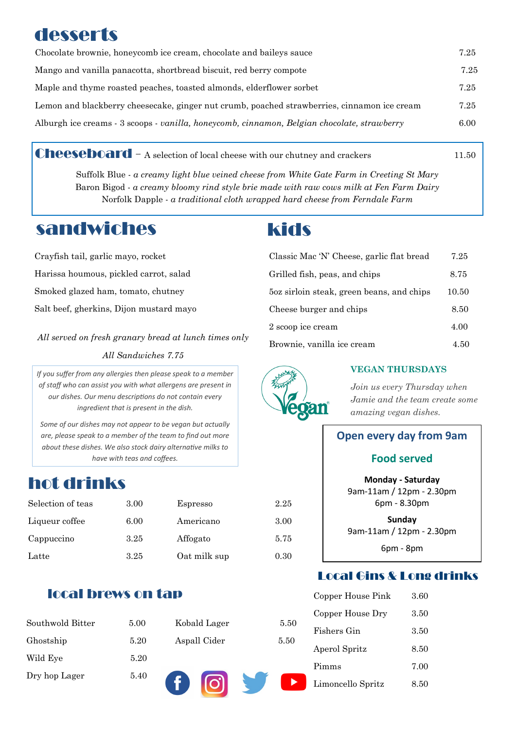# desserts

| | |
|---|---|
| Chocolate brownie, honeycomb ice cream, chocolate and baileys sauce | 7.25 |
| Mango and vanilla panacotta, shortbread biscuit, red berry compote | 7.25 |
| Maple and thyme roasted peaches, toasted almonds, elderflower sorbet | 7.25 |
| Lemon and blackberry cheesecake, ginger nut crumb, poached strawberries, cinnamon ice cream | 7.25 |
| Alburgh ice creams - 3 scoops - *vanilla, honeycomb, cinnamon, Belgian chocolate, strawberry* | 6.00 |

## Cheeseboard – A selection of local cheese with our chutney and crackers — 11.50

Suffolk Blue - *a creamy light blue veined cheese from White Gate Farm in Creeting St Mary*
Baron Bigod - *a creamy bloomy rind style brie made with raw cows milk at Fen Farm Dairy*
Norfolk Dapple - *a traditional cloth wrapped hard cheese from Ferndale Farm*

# sandwiches

Crayfish tail, garlic mayo, rocket

Harissa houmous, pickled carrot, salad

Smoked glazed ham, tomato, chutney

Salt beef, gherkins, Dijon mustard mayo

*All served on fresh granary bread at lunch times only*

*All Sandwiches 7.75*

*If you suffer from any allergies then please speak to a member of staff who can assist you with what allergens are present in our dishes. Our menu descriptions do not contain every ingredient that is present in the dish.*

*Some of our dishes may not appear to be vegan but actually are, please speak to a member of the team to find out more about these dishes. We also stock dairy alternative milks to have with teas and coffees.*

# kids

| | |
|---|---|
| Classic Mac 'N' Cheese, garlic flat bread | 7.25 |
| Grilled fish, peas, and chips | 8.75 |
| 5oz sirloin steak, green beans, and chips | 10.50 |
| Cheese burger and chips | 8.50 |
| 2 scoop ice cream | 4.00 |
| Brownie, vanilla ice cream | 4.50 |

**VEGAN THURSDAYS**

*Join us every Thursday when Jamie and the team create some amazing vegan dishes.*

**Open every day from 9am**

**Food served**

**Monday - Saturday**
9am-11am / 12pm - 2.30pm
6pm - 8.30pm

**Sunday**
9am-11am / 12pm - 2.30pm
6pm - 8pm

# hot drinks

| | | | |
|---|---|---|---|
| Selection of teas | 3.00 | Espresso | 2.25 |
| Liqueur coffee | 6.00 | Americano | 3.00 |
| Cappuccino | 3.25 | Affogato | 5.75 |
| Latte | 3.25 | Oat milk sup | 0.30 |

## local brews on tap

| | | | |
|---|---|---|---|
| Southwold Bitter | 5.00 | Kobald Lager | 5.50 |
| Ghostship | 5.20 | Aspall Cider | 5.50 |
| Wild Eye | 5.20 | | |
| Dry hop Lager | 5.40 | | |

## Local Gins & Long drinks

| | |
|---|---|
| Copper House Pink | 3.60 |
| Copper House Dry | 3.50 |
| Fishers Gin | 3.50 |
| Aperol Spritz | 8.50 |
| Pimms | 7.00 |
| Limoncello Spritz | 8.50 |